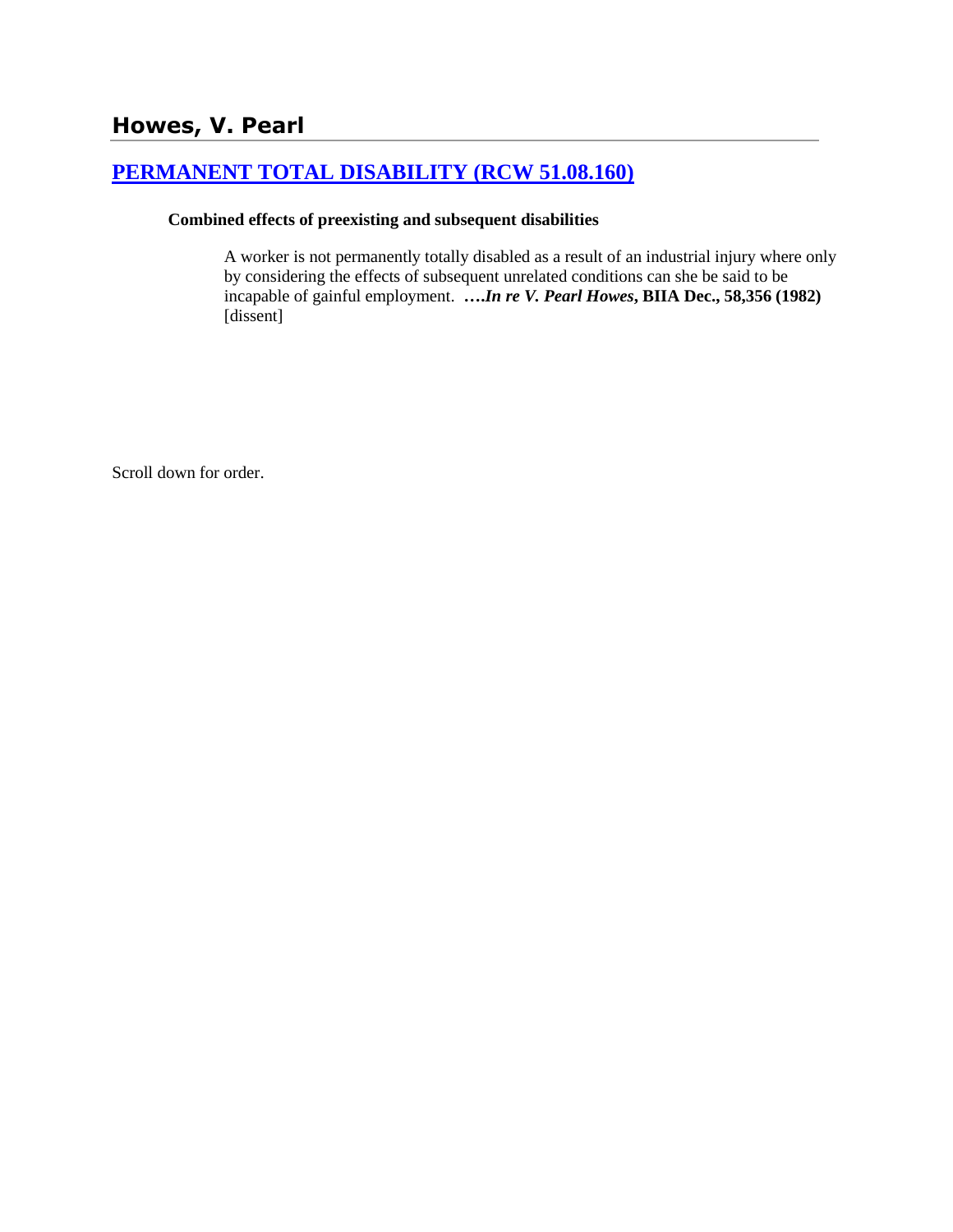# Howes, V. Pearl

## [PERMANENT TOTAL DISABILITY (RCW 51.08.160)]()

**Combined effects of preexisting and subsequent disabilities**

> A worker is not permanently totally disabled as a result of an industrial injury where only by considering the effects of subsequent unrelated conditions can she be said to be incapable of gainful employment. ***….In re V. Pearl Howes*, BIIA Dec., 58,356 (1982)** [dissent]

Scroll down for order.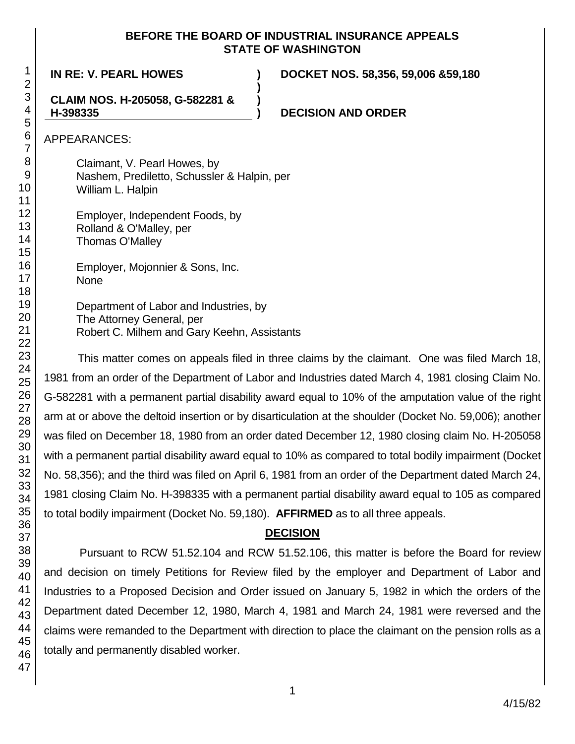**BEFORE THE BOARD OF INDUSTRIAL INSURANCE APPEALS**
**STATE OF WASHINGTON**

| | | |
|---|---|---|
| **IN RE: V. PEARL HOWES** | **)** | **DOCKET NOS. 58,356, 59,006 &59,180** |
| | **)** | |
| **CLAIM NOS. H-205058, G-582281 & H-398335** | **)** | **DECISION AND ORDER** |

APPEARANCES:

Claimant, V. Pearl Howes, by
Nashem, Prediletto, Schussler & Halpin, per
William L. Halpin

Employer, Independent Foods, by
Rolland & O'Malley, per
Thomas O'Malley

Employer, Mojonnier & Sons, Inc.
None

Department of Labor and Industries, by
The Attorney General, per
Robert C. Milhem and Gary Keehn, Assistants

This matter comes on appeals filed in three claims by the claimant. One was filed March 18, 1981 from an order of the Department of Labor and Industries dated March 4, 1981 closing Claim No. G-582281 with a permanent partial disability award equal to 10% of the amputation value of the right arm at or above the deltoid insertion or by disarticulation at the shoulder (Docket No. 59,006); another was filed on December 18, 1980 from an order dated December 12, 1980 closing claim No. H-205058 with a permanent partial disability award equal to 10% as compared to total bodily impairment (Docket No. 58,356); and the third was filed on April 6, 1981 from an order of the Department dated March 24, 1981 closing Claim No. H-398335 with a permanent partial disability award equal to 105 as compared to total bodily impairment (Docket No. 59,180). **AFFIRMED** as to all three appeals.

## DECISION

Pursuant to RCW 51.52.104 and RCW 51.52.106, this matter is before the Board for review and decision on timely Petitions for Review filed by the employer and Department of Labor and Industries to a Proposed Decision and Order issued on January 5, 1982 in which the orders of the Department dated December 12, 1980, March 4, 1981 and March 24, 1981 were reversed and the claims were remanded to the Department with direction to place the claimant on the pension rolls as a totally and permanently disabled worker.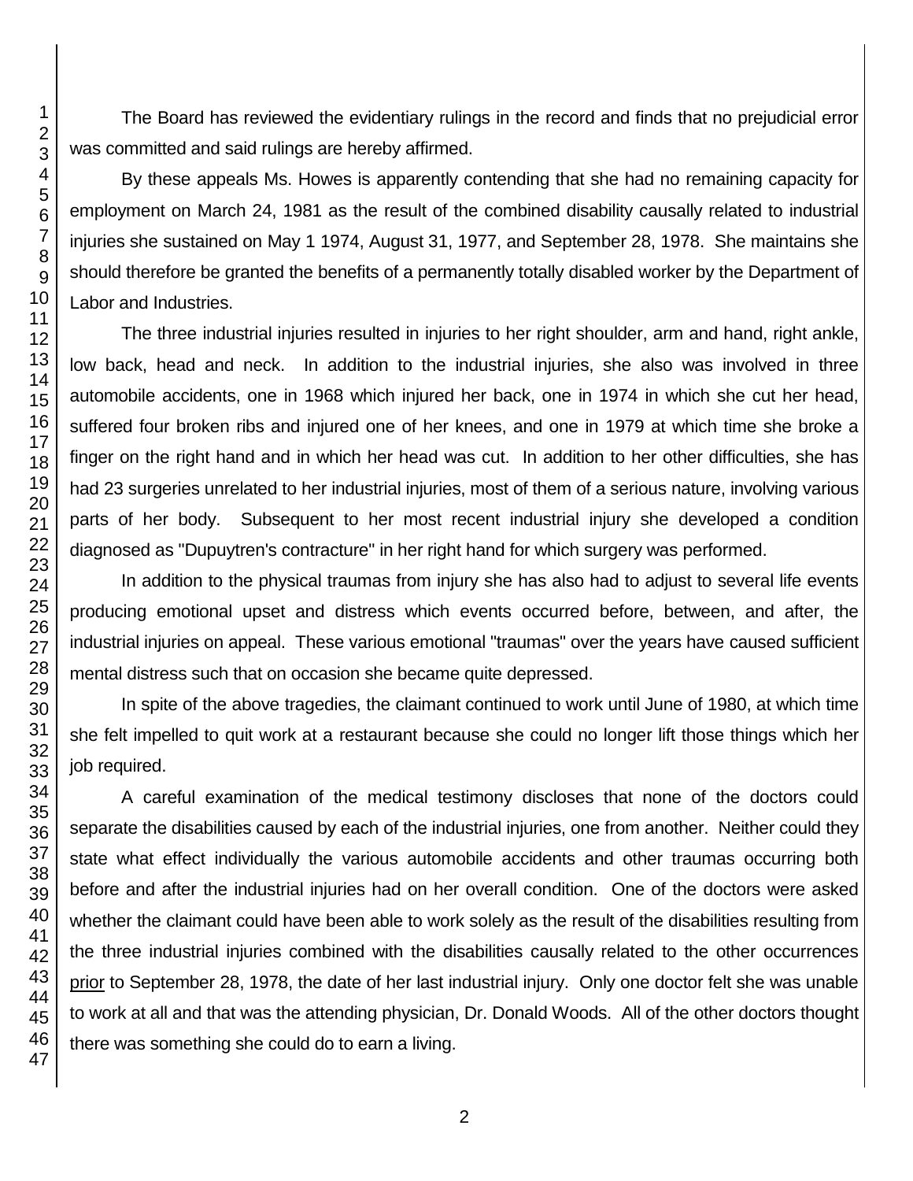The Board has reviewed the evidentiary rulings in the record and finds that no prejudicial error was committed and said rulings are hereby affirmed.

By these appeals Ms. Howes is apparently contending that she had no remaining capacity for employment on March 24, 1981 as the result of the combined disability causally related to industrial injuries she sustained on May 1 1974, August 31, 1977, and September 28, 1978. She maintains she should therefore be granted the benefits of a permanently totally disabled worker by the Department of Labor and Industries.

The three industrial injuries resulted in injuries to her right shoulder, arm and hand, right ankle, low back, head and neck. In addition to the industrial injuries, she also was involved in three automobile accidents, one in 1968 which injured her back, one in 1974 in which she cut her head, suffered four broken ribs and injured one of her knees, and one in 1979 at which time she broke a finger on the right hand and in which her head was cut. In addition to her other difficulties, she has had 23 surgeries unrelated to her industrial injuries, most of them of a serious nature, involving various parts of her body. Subsequent to her most recent industrial injury she developed a condition diagnosed as "Dupuytren's contracture" in her right hand for which surgery was performed.

In addition to the physical traumas from injury she has also had to adjust to several life events producing emotional upset and distress which events occurred before, between, and after, the industrial injuries on appeal. These various emotional "traumas" over the years have caused sufficient mental distress such that on occasion she became quite depressed.

In spite of the above tragedies, the claimant continued to work until June of 1980, at which time she felt impelled to quit work at a restaurant because she could no longer lift those things which her job required.

A careful examination of the medical testimony discloses that none of the doctors could separate the disabilities caused by each of the industrial injuries, one from another. Neither could they state what effect individually the various automobile accidents and other traumas occurring both before and after the industrial injuries had on her overall condition. One of the doctors were asked whether the claimant could have been able to work solely as the result of the disabilities resulting from the three industrial injuries combined with the disabilities causally related to the other occurrences prior to September 28, 1978, the date of her last industrial injury. Only one doctor felt she was unable to work at all and that was the attending physician, Dr. Donald Woods. All of the other doctors thought there was something she could do to earn a living.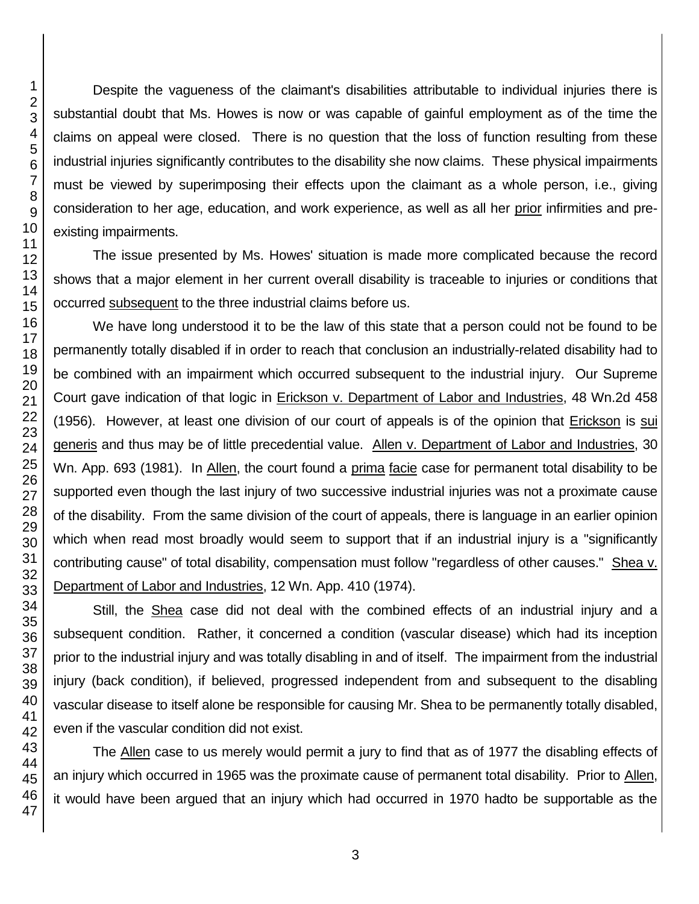Despite the vagueness of the claimant's disabilities attributable to individual injuries there is substantial doubt that Ms. Howes is now or was capable of gainful employment as of the time the claims on appeal were closed. There is no question that the loss of function resulting from these industrial injuries significantly contributes to the disability she now claims. These physical impairments must be viewed by superimposing their effects upon the claimant as a whole person, i.e., giving consideration to her age, education, and work experience, as well as all her prior infirmities and pre-existing impairments.

The issue presented by Ms. Howes' situation is made more complicated because the record shows that a major element in her current overall disability is traceable to injuries or conditions that occurred subsequent to the three industrial claims before us.

We have long understood it to be the law of this state that a person could not be found to be permanently totally disabled if in order to reach that conclusion an industrially-related disability had to be combined with an impairment which occurred subsequent to the industrial injury. Our Supreme Court gave indication of that logic in Erickson v. Department of Labor and Industries, 48 Wn.2d 458 (1956). However, at least one division of our court of appeals is of the opinion that Erickson is sui generis and thus may be of little precedential value. Allen v. Department of Labor and Industries, 30 Wn. App. 693 (1981). In Allen, the court found a prima facie case for permanent total disability to be supported even though the last injury of two successive industrial injuries was not a proximate cause of the disability. From the same division of the court of appeals, there is language in an earlier opinion which when read most broadly would seem to support that if an industrial injury is a "significantly contributing cause" of total disability, compensation must follow "regardless of other causes." Shea v. Department of Labor and Industries, 12 Wn. App. 410 (1974).

Still, the Shea case did not deal with the combined effects of an industrial injury and a subsequent condition. Rather, it concerned a condition (vascular disease) which had its inception prior to the industrial injury and was totally disabling in and of itself. The impairment from the industrial injury (back condition), if believed, progressed independent from and subsequent to the disabling vascular disease to itself alone be responsible for causing Mr. Shea to be permanently totally disabled, even if the vascular condition did not exist.

The Allen case to us merely would permit a jury to find that as of 1977 the disabling effects of an injury which occurred in 1965 was the proximate cause of permanent total disability. Prior to Allen, it would have been argued that an injury which had occurred in 1970 hadto be supportable as the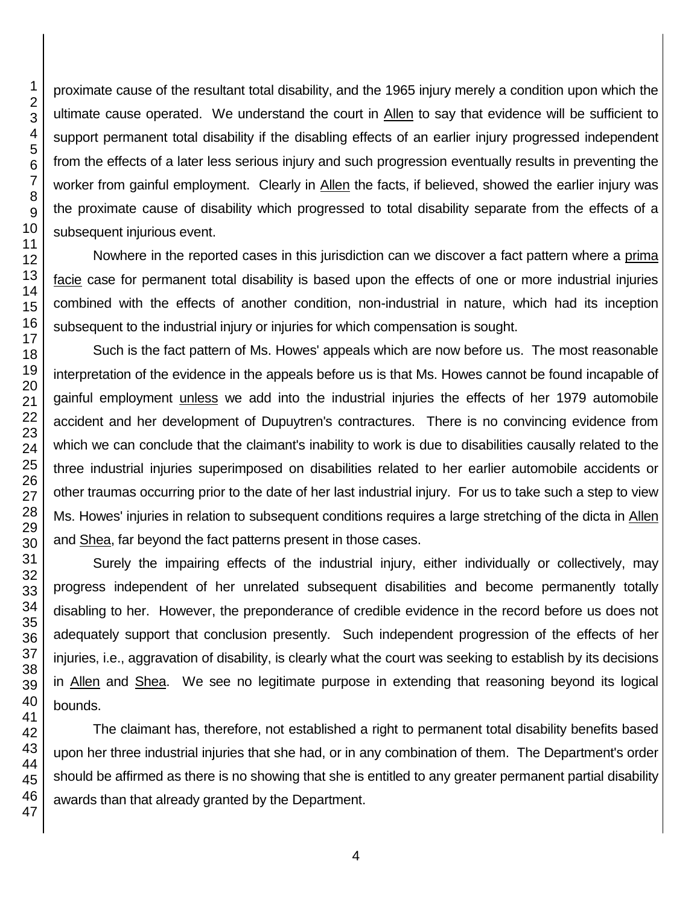proximate cause of the resultant total disability, and the 1965 injury merely a condition upon which the ultimate cause operated. We understand the court in Allen to say that evidence will be sufficient to support permanent total disability if the disabling effects of an earlier injury progressed independent from the effects of a later less serious injury and such progression eventually results in preventing the worker from gainful employment. Clearly in Allen the facts, if believed, showed the earlier injury was the proximate cause of disability which progressed to total disability separate from the effects of a subsequent injurious event.

Nowhere in the reported cases in this jurisdiction can we discover a fact pattern where a prima facie case for permanent total disability is based upon the effects of one or more industrial injuries combined with the effects of another condition, non-industrial in nature, which had its inception subsequent to the industrial injury or injuries for which compensation is sought.

Such is the fact pattern of Ms. Howes' appeals which are now before us. The most reasonable interpretation of the evidence in the appeals before us is that Ms. Howes cannot be found incapable of gainful employment unless we add into the industrial injuries the effects of her 1979 automobile accident and her development of Dupuytren's contractures. There is no convincing evidence from which we can conclude that the claimant's inability to work is due to disabilities causally related to the three industrial injuries superimposed on disabilities related to her earlier automobile accidents or other traumas occurring prior to the date of her last industrial injury. For us to take such a step to view Ms. Howes' injuries in relation to subsequent conditions requires a large stretching of the dicta in Allen and Shea, far beyond the fact patterns present in those cases.

Surely the impairing effects of the industrial injury, either individually or collectively, may progress independent of her unrelated subsequent disabilities and become permanently totally disabling to her. However, the preponderance of credible evidence in the record before us does not adequately support that conclusion presently. Such independent progression of the effects of her injuries, i.e., aggravation of disability, is clearly what the court was seeking to establish by its decisions in Allen and Shea. We see no legitimate purpose in extending that reasoning beyond its logical bounds.

The claimant has, therefore, not established a right to permanent total disability benefits based upon her three industrial injuries that she had, or in any combination of them. The Department's order should be affirmed as there is no showing that she is entitled to any greater permanent partial disability awards than that already granted by the Department.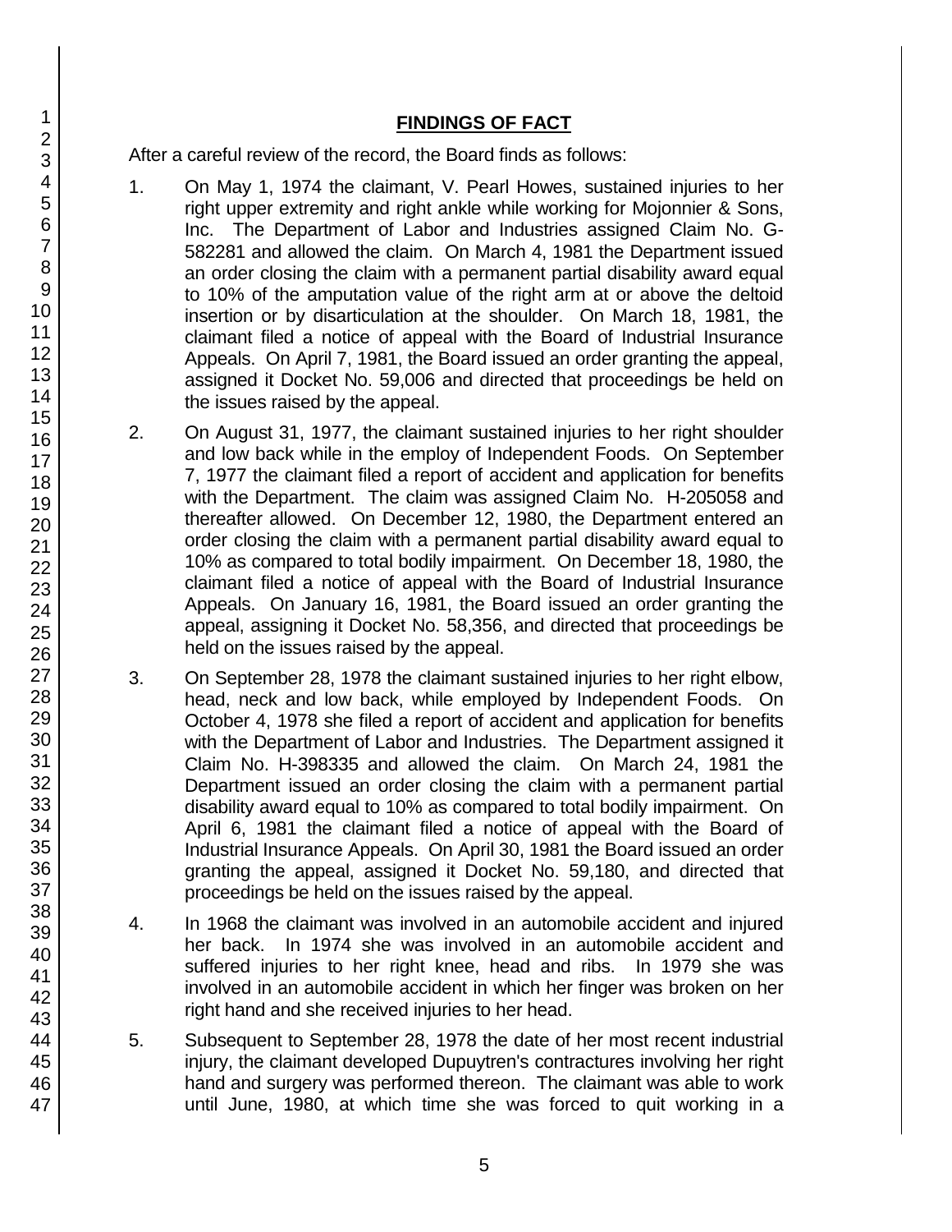## FINDINGS OF FACT

After a careful review of the record, the Board finds as follows:

1. On May 1, 1974 the claimant, V. Pearl Howes, sustained injuries to her right upper extremity and right ankle while working for Mojonnier & Sons, Inc. The Department of Labor and Industries assigned Claim No. G-582281 and allowed the claim. On March 4, 1981 the Department issued an order closing the claim with a permanent partial disability award equal to 10% of the amputation value of the right arm at or above the deltoid insertion or by disarticulation at the shoulder. On March 18, 1981, the claimant filed a notice of appeal with the Board of Industrial Insurance Appeals. On April 7, 1981, the Board issued an order granting the appeal, assigned it Docket No. 59,006 and directed that proceedings be held on the issues raised by the appeal.

2. On August 31, 1977, the claimant sustained injuries to her right shoulder and low back while in the employ of Independent Foods. On September 7, 1977 the claimant filed a report of accident and application for benefits with the Department. The claim was assigned Claim No. H-205058 and thereafter allowed. On December 12, 1980, the Department entered an order closing the claim with a permanent partial disability award equal to 10% as compared to total bodily impairment. On December 18, 1980, the claimant filed a notice of appeal with the Board of Industrial Insurance Appeals. On January 16, 1981, the Board issued an order granting the appeal, assigning it Docket No. 58,356, and directed that proceedings be held on the issues raised by the appeal.

3. On September 28, 1978 the claimant sustained injuries to her right elbow, head, neck and low back, while employed by Independent Foods. On October 4, 1978 she filed a report of accident and application for benefits with the Department of Labor and Industries. The Department assigned it Claim No. H-398335 and allowed the claim. On March 24, 1981 the Department issued an order closing the claim with a permanent partial disability award equal to 10% as compared to total bodily impairment. On April 6, 1981 the claimant filed a notice of appeal with the Board of Industrial Insurance Appeals. On April 30, 1981 the Board issued an order granting the appeal, assigned it Docket No. 59,180, and directed that proceedings be held on the issues raised by the appeal.

4. In 1968 the claimant was involved in an automobile accident and injured her back. In 1974 she was involved in an automobile accident and suffered injuries to her right knee, head and ribs. In 1979 she was involved in an automobile accident in which her finger was broken on her right hand and she received injuries to her head.

5. Subsequent to September 28, 1978 the date of her most recent industrial injury, the claimant developed Dupuytren's contractures involving her right hand and surgery was performed thereon. The claimant was able to work until June, 1980, at which time she was forced to quit working in a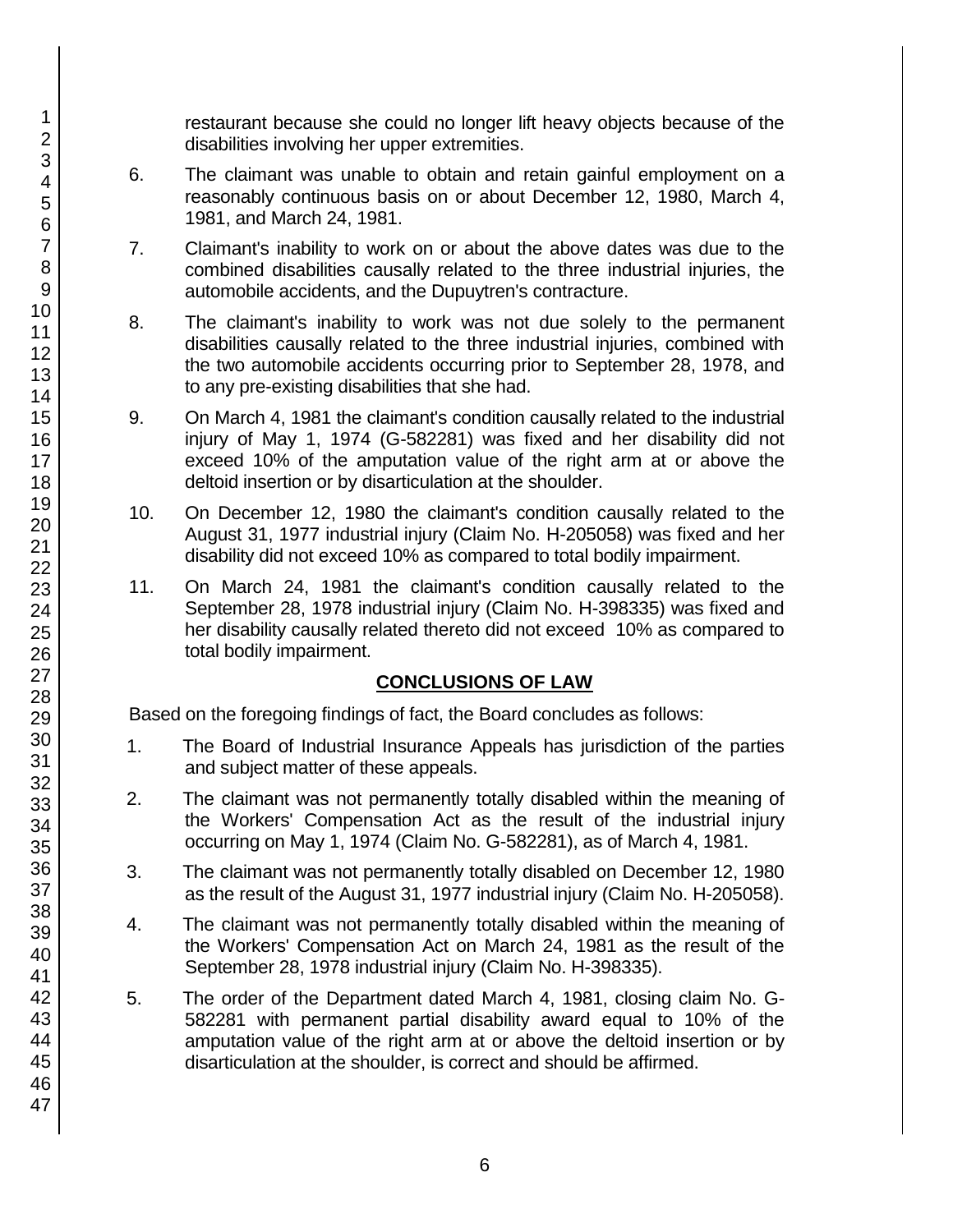restaurant because she could no longer lift heavy objects because of the disabilities involving her upper extremities.

6. The claimant was unable to obtain and retain gainful employment on a reasonably continuous basis on or about December 12, 1980, March 4, 1981, and March 24, 1981.

7. Claimant's inability to work on or about the above dates was due to the combined disabilities causally related to the three industrial injuries, the automobile accidents, and the Dupuytren's contracture.

8. The claimant's inability to work was not due solely to the permanent disabilities causally related to the three industrial injuries, combined with the two automobile accidents occurring prior to September 28, 1978, and to any pre-existing disabilities that she had.

9. On March 4, 1981 the claimant's condition causally related to the industrial injury of May 1, 1974 (G-582281) was fixed and her disability did not exceed 10% of the amputation value of the right arm at or above the deltoid insertion or by disarticulation at the shoulder.

10. On December 12, 1980 the claimant's condition causally related to the August 31, 1977 industrial injury (Claim No. H-205058) was fixed and her disability did not exceed 10% as compared to total bodily impairment.

11. On March 24, 1981 the claimant's condition causally related to the September 28, 1978 industrial injury (Claim No. H-398335) was fixed and her disability causally related thereto did not exceed 10% as compared to total bodily impairment.

## CONCLUSIONS OF LAW

Based on the foregoing findings of fact, the Board concludes as follows:

1. The Board of Industrial Insurance Appeals has jurisdiction of the parties and subject matter of these appeals.

2. The claimant was not permanently totally disabled within the meaning of the Workers' Compensation Act as the result of the industrial injury occurring on May 1, 1974 (Claim No. G-582281), as of March 4, 1981.

3. The claimant was not permanently totally disabled on December 12, 1980 as the result of the August 31, 1977 industrial injury (Claim No. H-205058).

4. The claimant was not permanently totally disabled within the meaning of the Workers' Compensation Act on March 24, 1981 as the result of the September 28, 1978 industrial injury (Claim No. H-398335).

5. The order of the Department dated March 4, 1981, closing claim No. G-582281 with permanent partial disability award equal to 10% of the amputation value of the right arm at or above the deltoid insertion or by disarticulation at the shoulder, is correct and should be affirmed.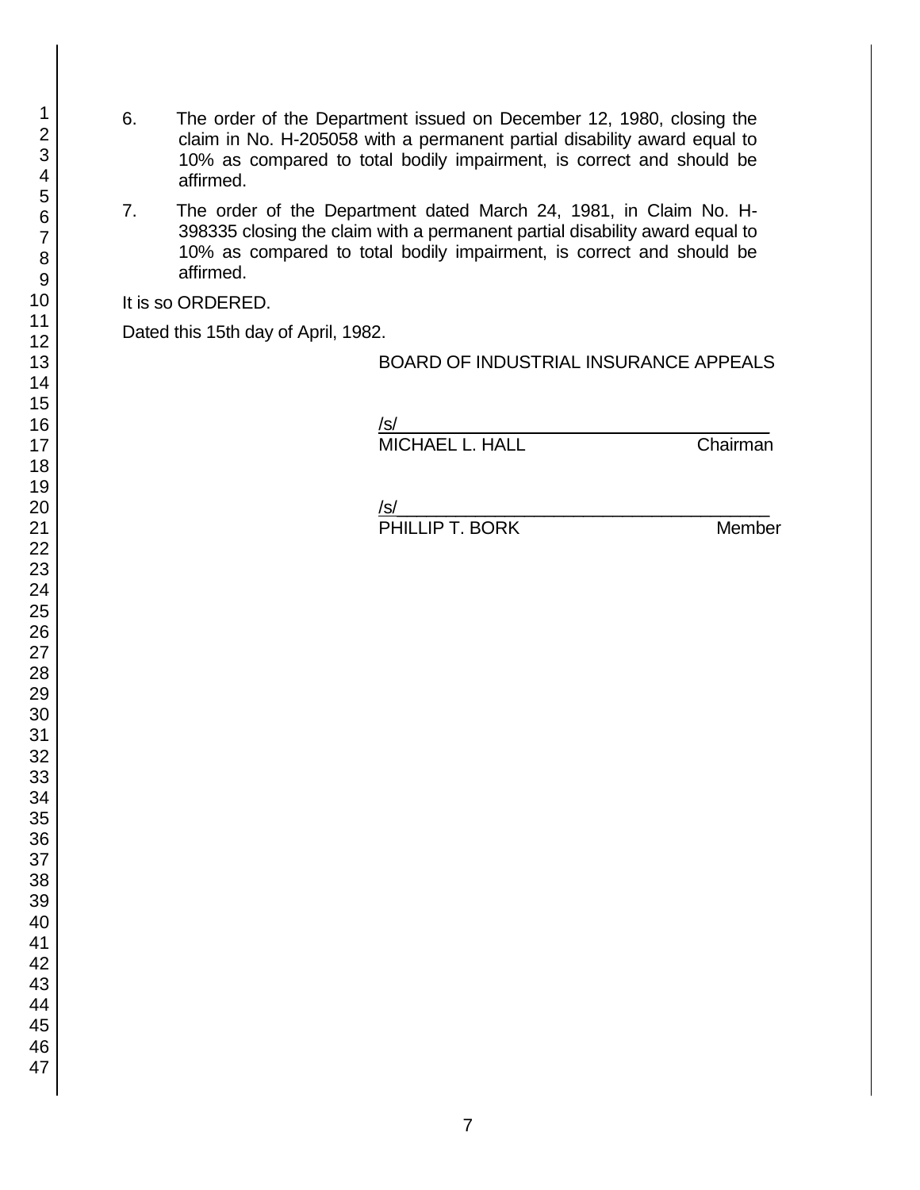6. The order of the Department issued on December 12, 1980, closing the claim in No. H-205058 with a permanent partial disability award equal to 10% as compared to total bodily impairment, is correct and should be affirmed.

7. The order of the Department dated March 24, 1981, in Claim No. H-398335 closing the claim with a permanent partial disability award equal to 10% as compared to total bodily impairment, is correct and should be affirmed.

It is so ORDERED.

Dated this 15th day of April, 1982.

BOARD OF INDUSTRIAL INSURANCE APPEALS

/s/
MICHAEL L. HALL Chairman

/s/
PHILLIP T. BORK Member